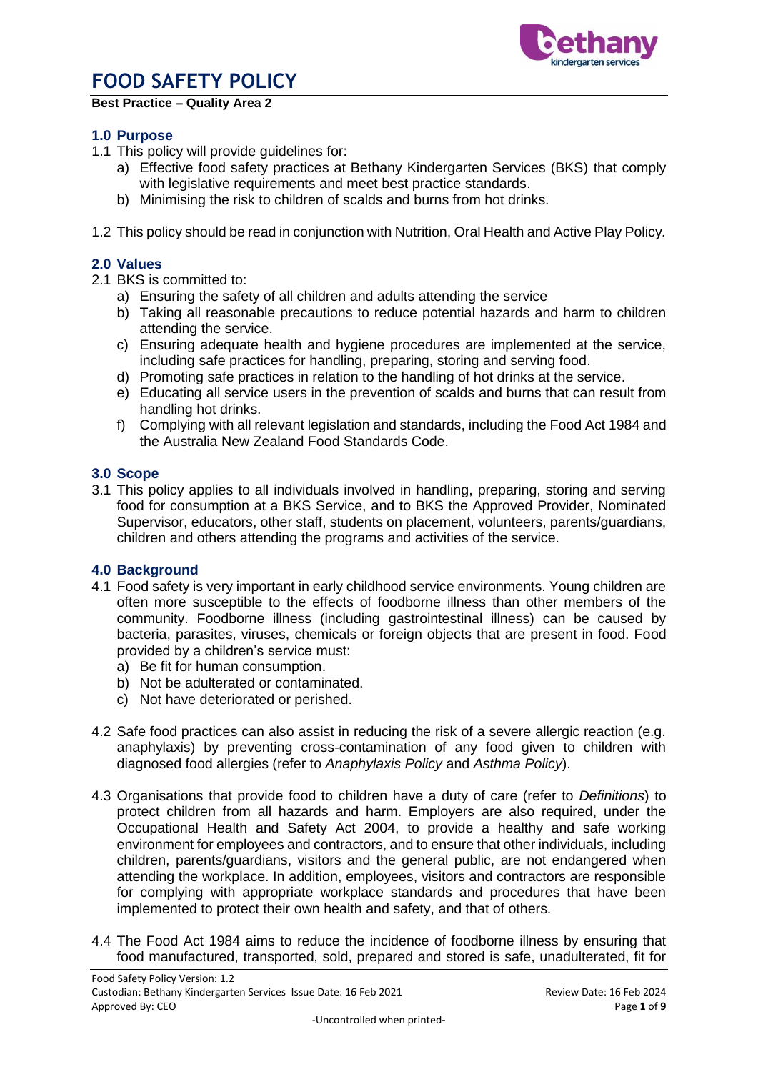# FOOD SAFETY POLICY

**Best Practice – Quality Area 2**

## 1.0 Purpose

1.1 This policy will provide guidelines for:

a) Effective food safety practices at Bethany Kindergarten Services (BKS) that comply with legislative requirements and meet best practice standards.

b) Minimising the risk to children of scalds and burns from hot drinks.

1.2 This policy should be read in conjunction with Nutrition, Oral Health and Active Play Policy.

## 2.0 Values

2.1 BKS is committed to:

a) Ensuring the safety of all children and adults attending the service

b) Taking all reasonable precautions to reduce potential hazards and harm to children attending the service.

c) Ensuring adequate health and hygiene procedures are implemented at the service, including safe practices for handling, preparing, storing and serving food.

d) Promoting safe practices in relation to the handling of hot drinks at the service.

e) Educating all service users in the prevention of scalds and burns that can result from handling hot drinks.

f) Complying with all relevant legislation and standards, including the Food Act 1984 and the Australia New Zealand Food Standards Code.

## 3.0 Scope

3.1 This policy applies to all individuals involved in handling, preparing, storing and serving food for consumption at a BKS Service, and to BKS the Approved Provider, Nominated Supervisor, educators, other staff, students on placement, volunteers, parents/guardians, children and others attending the programs and activities of the service.

## 4.0 Background

4.1 Food safety is very important in early childhood service environments. Young children are often more susceptible to the effects of foodborne illness than other members of the community. Foodborne illness (including gastrointestinal illness) can be caused by bacteria, parasites, viruses, chemicals or foreign objects that are present in food. Food provided by a children's service must:

a) Be fit for human consumption.

b) Not be adulterated or contaminated.

c) Not have deteriorated or perished.

4.2 Safe food practices can also assist in reducing the risk of a severe allergic reaction (e.g. anaphylaxis) by preventing cross-contamination of any food given to children with diagnosed food allergies (refer to *Anaphylaxis Policy* and *Asthma Policy*).

4.3 Organisations that provide food to children have a duty of care (refer to *Definitions*) to protect children from all hazards and harm. Employers are also required, under the Occupational Health and Safety Act 2004, to provide a healthy and safe working environment for employees and contractors, and to ensure that other individuals, including children, parents/guardians, visitors and the general public, are not endangered when attending the workplace. In addition, employees, visitors and contractors are responsible for complying with appropriate workplace standards and procedures that have been implemented to protect their own health and safety, and that of others.

4.4 The Food Act 1984 aims to reduce the incidence of foodborne illness by ensuring that food manufactured, transported, sold, prepared and stored is safe, unadulterated, fit for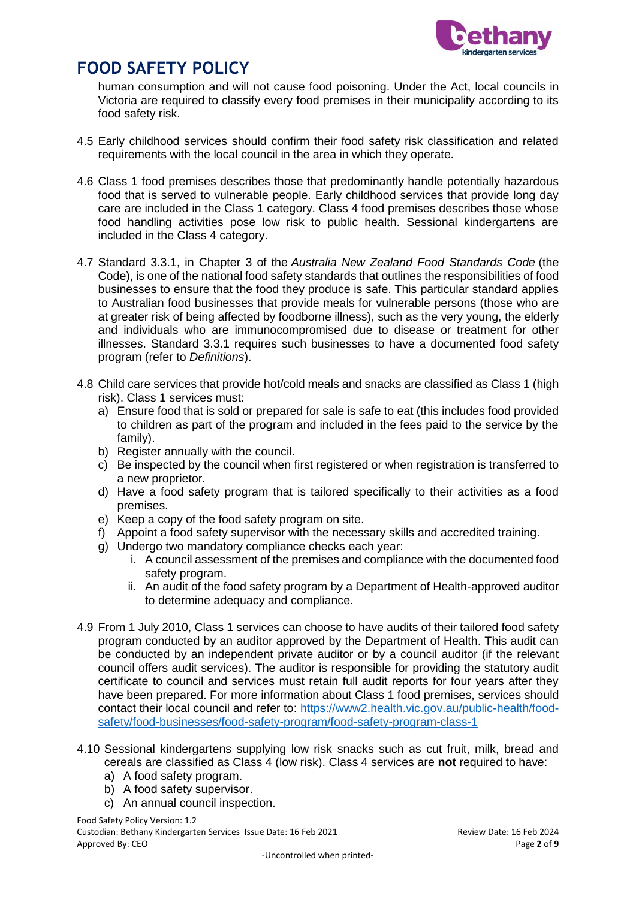human consumption and will not cause food poisoning. Under the Act, local councils in Victoria are required to classify every food premises in their municipality according to its food safety risk.

4.5 Early childhood services should confirm their food safety risk classification and related requirements with the local council in the area in which they operate.

4.6 Class 1 food premises describes those that predominantly handle potentially hazardous food that is served to vulnerable people. Early childhood services that provide long day care are included in the Class 1 category. Class 4 food premises describes those whose food handling activities pose low risk to public health. Sessional kindergartens are included in the Class 4 category.

4.7 Standard 3.3.1, in Chapter 3 of the *Australia New Zealand Food Standards Code* (the Code), is one of the national food safety standards that outlines the responsibilities of food businesses to ensure that the food they produce is safe. This particular standard applies to Australian food businesses that provide meals for vulnerable persons (those who are at greater risk of being affected by foodborne illness), such as the very young, the elderly and individuals who are immunocompromised due to disease or treatment for other illnesses. Standard 3.3.1 requires such businesses to have a documented food safety program (refer to *Definitions*).

4.8 Child care services that provide hot/cold meals and snacks are classified as Class 1 (high risk). Class 1 services must:
   a) Ensure food that is sold or prepared for sale is safe to eat (this includes food provided to children as part of the program and included in the fees paid to the service by the family).
   b) Register annually with the council.
   c) Be inspected by the council when first registered or when registration is transferred to a new proprietor.
   d) Have a food safety program that is tailored specifically to their activities as a food premises.
   e) Keep a copy of the food safety program on site.
   f) Appoint a food safety supervisor with the necessary skills and accredited training.
   g) Undergo two mandatory compliance checks each year:
      i. A council assessment of the premises and compliance with the documented food safety program.
      ii. An audit of the food safety program by a Department of Health-approved auditor to determine adequacy and compliance.

4.9 From 1 July 2010, Class 1 services can choose to have audits of their tailored food safety program conducted by an auditor approved by the Department of Health. This audit can be conducted by an independent private auditor or by a council auditor (if the relevant council offers audit services). The auditor is responsible for providing the statutory audit certificate to council and services must retain full audit reports for four years after they have been prepared. For more information about Class 1 food premises, services should contact their local council and refer to: https://www2.health.vic.gov.au/public-health/food-safety/food-businesses/food-safety-program/food-safety-program-class-1

4.10 Sessional kindergartens supplying low risk snacks such as cut fruit, milk, bread and cereals are classified as Class 4 (low risk). Class 4 services are **not** required to have:
   a) A food safety program.
   b) A food safety supervisor.
   c) An annual council inspection.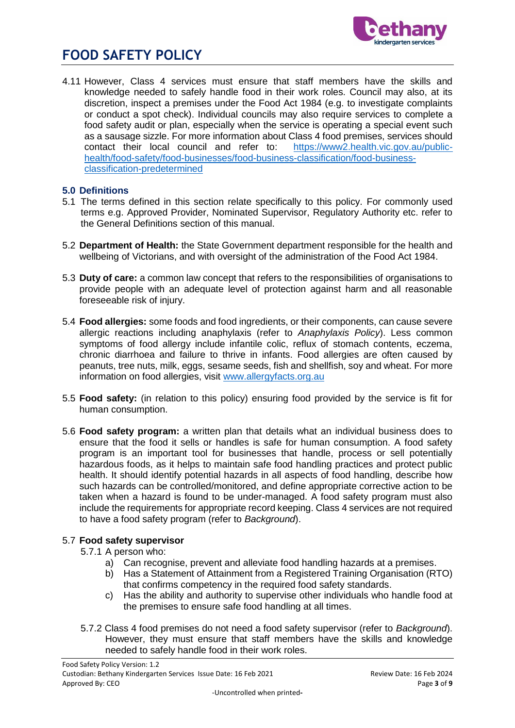4.11 However, Class 4 services must ensure that staff members have the skills and knowledge needed to safely handle food in their work roles. Council may also, at its discretion, inspect a premises under the Food Act 1984 (e.g. to investigate complaints or conduct a spot check). Individual councils may also require services to complete a food safety audit or plan, especially when the service is operating a special event such as a sausage sizzle. For more information about Class 4 food premises, services should contact their local council and refer to: [https://www2.health.vic.gov.au/public-health/food-safety/food-businesses/food-business-classification/food-business-classification-predetermined](https://www2.health.vic.gov.au/public-health/food-safety/food-businesses/food-business-classification/food-business-classification-predetermined)

### 5.0 Definitions

5.1 The terms defined in this section relate specifically to this policy. For commonly used terms e.g. Approved Provider, Nominated Supervisor, Regulatory Authority etc. refer to the General Definitions section of this manual.

5.2 **Department of Health:** the State Government department responsible for the health and wellbeing of Victorians, and with oversight of the administration of the Food Act 1984.

5.3 **Duty of care:** a common law concept that refers to the responsibilities of organisations to provide people with an adequate level of protection against harm and all reasonable foreseeable risk of injury.

5.4 **Food allergies:** some foods and food ingredients, or their components, can cause severe allergic reactions including anaphylaxis (refer to *Anaphylaxis Policy*). Less common symptoms of food allergy include infantile colic, reflux of stomach contents, eczema, chronic diarrhoea and failure to thrive in infants. Food allergies are often caused by peanuts, tree nuts, milk, eggs, sesame seeds, fish and shellfish, soy and wheat. For more information on food allergies, visit [www.allergyfacts.org.au](http://www.allergyfacts.org.au)

5.5 **Food safety:** (in relation to this policy) ensuring food provided by the service is fit for human consumption.

5.6 **Food safety program:** a written plan that details what an individual business does to ensure that the food it sells or handles is safe for human consumption. A food safety program is an important tool for businesses that handle, process or sell potentially hazardous foods, as it helps to maintain safe food handling practices and protect public health. It should identify potential hazards in all aspects of food handling, describe how such hazards can be controlled/monitored, and define appropriate corrective action to be taken when a hazard is found to be under-managed. A food safety program must also include the requirements for appropriate record keeping. Class 4 services are not required to have a food safety program (refer to *Background*).

5.7 **Food safety supervisor**

5.7.1 A person who:

a) Can recognise, prevent and alleviate food handling hazards at a premises.
b) Has a Statement of Attainment from a Registered Training Organisation (RTO) that confirms competency in the required food safety standards.
c) Has the ability and authority to supervise other individuals who handle food at the premises to ensure safe food handling at all times.

5.7.2 Class 4 food premises do not need a food safety supervisor (refer to *Background*). However, they must ensure that staff members have the skills and knowledge needed to safely handle food in their work roles.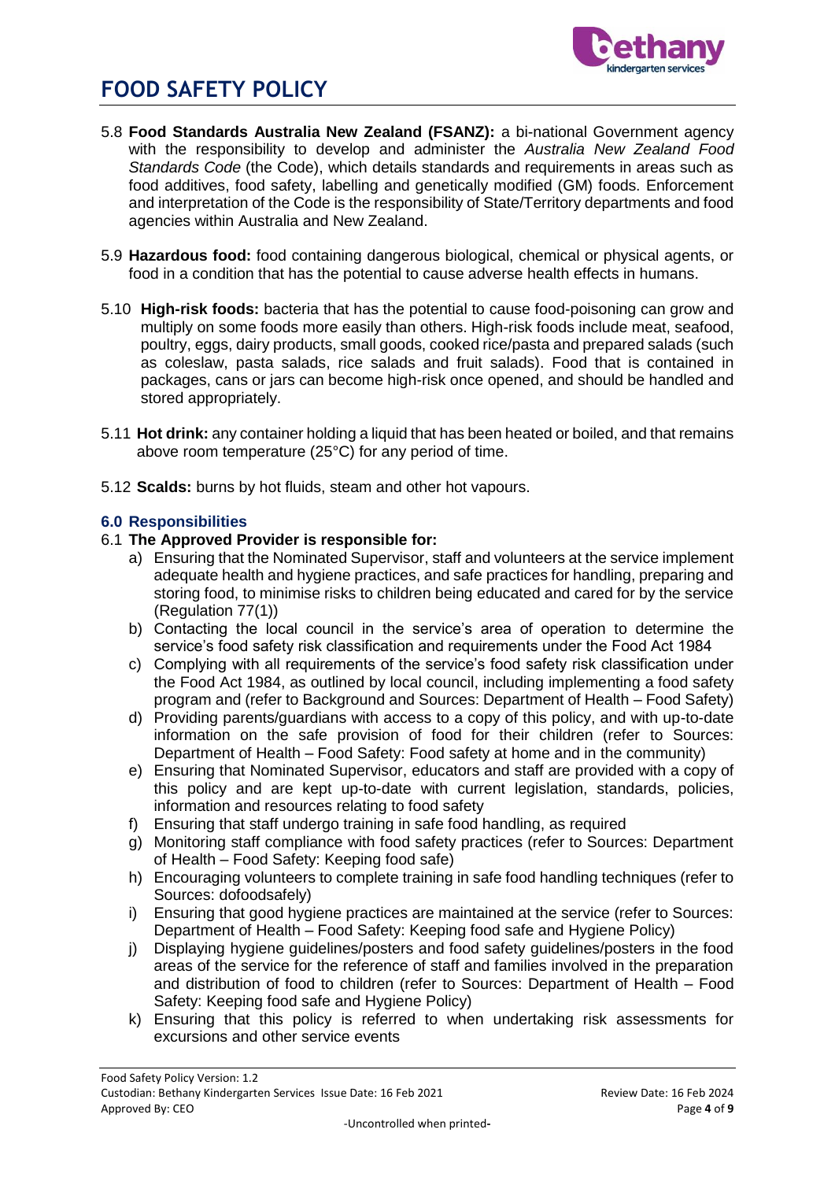5.8 **Food Standards Australia New Zealand (FSANZ):** a bi-national Government agency with the responsibility to develop and administer the *Australia New Zealand Food Standards Code* (the Code), which details standards and requirements in areas such as food additives, food safety, labelling and genetically modified (GM) foods. Enforcement and interpretation of the Code is the responsibility of State/Territory departments and food agencies within Australia and New Zealand.

5.9 **Hazardous food:** food containing dangerous biological, chemical or physical agents, or food in a condition that has the potential to cause adverse health effects in humans.

5.10 **High-risk foods:** bacteria that has the potential to cause food-poisoning can grow and multiply on some foods more easily than others. High-risk foods include meat, seafood, poultry, eggs, dairy products, small goods, cooked rice/pasta and prepared salads (such as coleslaw, pasta salads, rice salads and fruit salads). Food that is contained in packages, cans or jars can become high-risk once opened, and should be handled and stored appropriately.

5.11 **Hot drink:** any container holding a liquid that has been heated or boiled, and that remains above room temperature (25°C) for any period of time.

5.12 **Scalds:** burns by hot fluids, steam and other hot vapours.

### 6.0 Responsibilities

#### 6.1 The Approved Provider is responsible for:

a) Ensuring that the Nominated Supervisor, staff and volunteers at the service implement adequate health and hygiene practices, and safe practices for handling, preparing and storing food, to minimise risks to children being educated and cared for by the service (Regulation 77(1))
b) Contacting the local council in the service's area of operation to determine the service's food safety risk classification and requirements under the Food Act 1984
c) Complying with all requirements of the service's food safety risk classification under the Food Act 1984, as outlined by local council, including implementing a food safety program and (refer to Background and Sources: Department of Health – Food Safety)
d) Providing parents/guardians with access to a copy of this policy, and with up-to-date information on the safe provision of food for their children (refer to Sources: Department of Health – Food Safety: Food safety at home and in the community)
e) Ensuring that Nominated Supervisor, educators and staff are provided with a copy of this policy and are kept up-to-date with current legislation, standards, policies, information and resources relating to food safety
f) Ensuring that staff undergo training in safe food handling, as required
g) Monitoring staff compliance with food safety practices (refer to Sources: Department of Health – Food Safety: Keeping food safe)
h) Encouraging volunteers to complete training in safe food handling techniques (refer to Sources: dofoodsafely)
i) Ensuring that good hygiene practices are maintained at the service (refer to Sources: Department of Health – Food Safety: Keeping food safe and Hygiene Policy)
j) Displaying hygiene guidelines/posters and food safety guidelines/posters in the food areas of the service for the reference of staff and families involved in the preparation and distribution of food to children (refer to Sources: Department of Health – Food Safety: Keeping food safe and Hygiene Policy)
k) Ensuring that this policy is referred to when undertaking risk assessments for excursions and other service events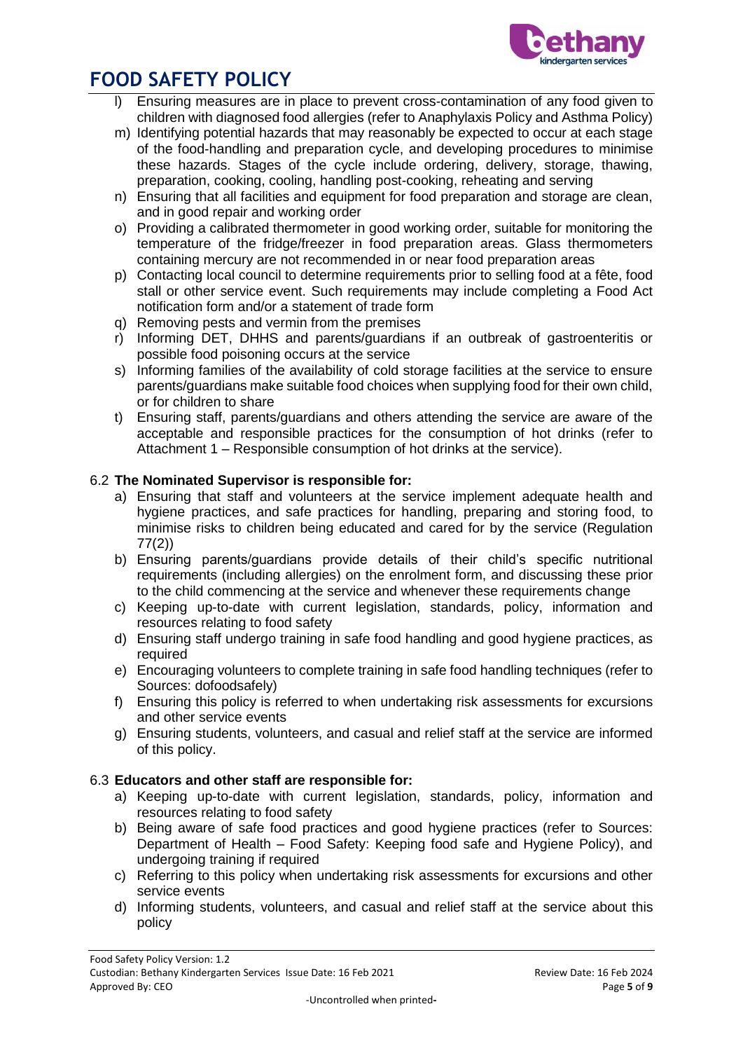l) Ensuring measures are in place to prevent cross-contamination of any food given to children with diagnosed food allergies (refer to Anaphylaxis Policy and Asthma Policy)
m) Identifying potential hazards that may reasonably be expected to occur at each stage of the food-handling and preparation cycle, and developing procedures to minimise these hazards. Stages of the cycle include ordering, delivery, storage, thawing, preparation, cooking, cooling, handling post-cooking, reheating and serving
n) Ensuring that all facilities and equipment for food preparation and storage are clean, and in good repair and working order
o) Providing a calibrated thermometer in good working order, suitable for monitoring the temperature of the fridge/freezer in food preparation areas. Glass thermometers containing mercury are not recommended in or near food preparation areas
p) Contacting local council to determine requirements prior to selling food at a fête, food stall or other service event. Such requirements may include completing a Food Act notification form and/or a statement of trade form
q) Removing pests and vermin from the premises
r) Informing DET, DHHS and parents/guardians if an outbreak of gastroenteritis or possible food poisoning occurs at the service
s) Informing families of the availability of cold storage facilities at the service to ensure parents/guardians make suitable food choices when supplying food for their own child, or for children to share
t) Ensuring staff, parents/guardians and others attending the service are aware of the acceptable and responsible practices for the consumption of hot drinks (refer to Attachment 1 – Responsible consumption of hot drinks at the service).

6.2 **The Nominated Supervisor is responsible for:**

a) Ensuring that staff and volunteers at the service implement adequate health and hygiene practices, and safe practices for handling, preparing and storing food, to minimise risks to children being educated and cared for by the service (Regulation 77(2))
b) Ensuring parents/guardians provide details of their child's specific nutritional requirements (including allergies) on the enrolment form, and discussing these prior to the child commencing at the service and whenever these requirements change
c) Keeping up-to-date with current legislation, standards, policy, information and resources relating to food safety
d) Ensuring staff undergo training in safe food handling and good hygiene practices, as required
e) Encouraging volunteers to complete training in safe food handling techniques (refer to Sources: dofoodsafely)
f) Ensuring this policy is referred to when undertaking risk assessments for excursions and other service events
g) Ensuring students, volunteers, and casual and relief staff at the service are informed of this policy.

6.3 **Educators and other staff are responsible for:**

a) Keeping up-to-date with current legislation, standards, policy, information and resources relating to food safety
b) Being aware of safe food practices and good hygiene practices (refer to Sources: Department of Health – Food Safety: Keeping food safe and Hygiene Policy), and undergoing training if required
c) Referring to this policy when undertaking risk assessments for excursions and other service events
d) Informing students, volunteers, and casual and relief staff at the service about this policy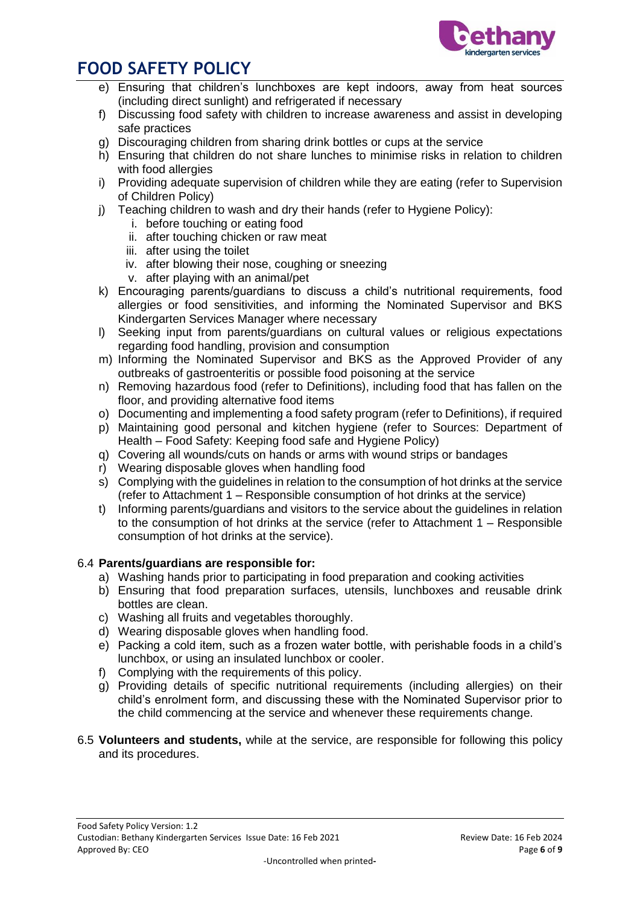e) Ensuring that children's lunchboxes are kept indoors, away from heat sources (including direct sunlight) and refrigerated if necessary
f) Discussing food safety with children to increase awareness and assist in developing safe practices
g) Discouraging children from sharing drink bottles or cups at the service
h) Ensuring that children do not share lunches to minimise risks in relation to children with food allergies
i) Providing adequate supervision of children while they are eating (refer to Supervision of Children Policy)
j) Teaching children to wash and dry their hands (refer to Hygiene Policy):
   i. before touching or eating food
   ii. after touching chicken or raw meat
   iii. after using the toilet
   iv. after blowing their nose, coughing or sneezing
   v. after playing with an animal/pet
k) Encouraging parents/guardians to discuss a child's nutritional requirements, food allergies or food sensitivities, and informing the Nominated Supervisor and BKS Kindergarten Services Manager where necessary
l) Seeking input from parents/guardians on cultural values or religious expectations regarding food handling, provision and consumption
m) Informing the Nominated Supervisor and BKS as the Approved Provider of any outbreaks of gastroenteritis or possible food poisoning at the service
n) Removing hazardous food (refer to Definitions), including food that has fallen on the floor, and providing alternative food items
o) Documenting and implementing a food safety program (refer to Definitions), if required
p) Maintaining good personal and kitchen hygiene (refer to Sources: Department of Health – Food Safety: Keeping food safe and Hygiene Policy)
q) Covering all wounds/cuts on hands or arms with wound strips or bandages
r) Wearing disposable gloves when handling food
s) Complying with the guidelines in relation to the consumption of hot drinks at the service (refer to Attachment 1 – Responsible consumption of hot drinks at the service)
t) Informing parents/guardians and visitors to the service about the guidelines in relation to the consumption of hot drinks at the service (refer to Attachment 1 – Responsible consumption of hot drinks at the service).

6.4 **Parents/guardians are responsible for:**

a) Washing hands prior to participating in food preparation and cooking activities
b) Ensuring that food preparation surfaces, utensils, lunchboxes and reusable drink bottles are clean.
c) Washing all fruits and vegetables thoroughly.
d) Wearing disposable gloves when handling food.
e) Packing a cold item, such as a frozen water bottle, with perishable foods in a child's lunchbox, or using an insulated lunchbox or cooler.
f) Complying with the requirements of this policy.
g) Providing details of specific nutritional requirements (including allergies) on their child's enrolment form, and discussing these with the Nominated Supervisor prior to the child commencing at the service and whenever these requirements change.

6.5 **Volunteers and students,** while at the service, are responsible for following this policy and its procedures.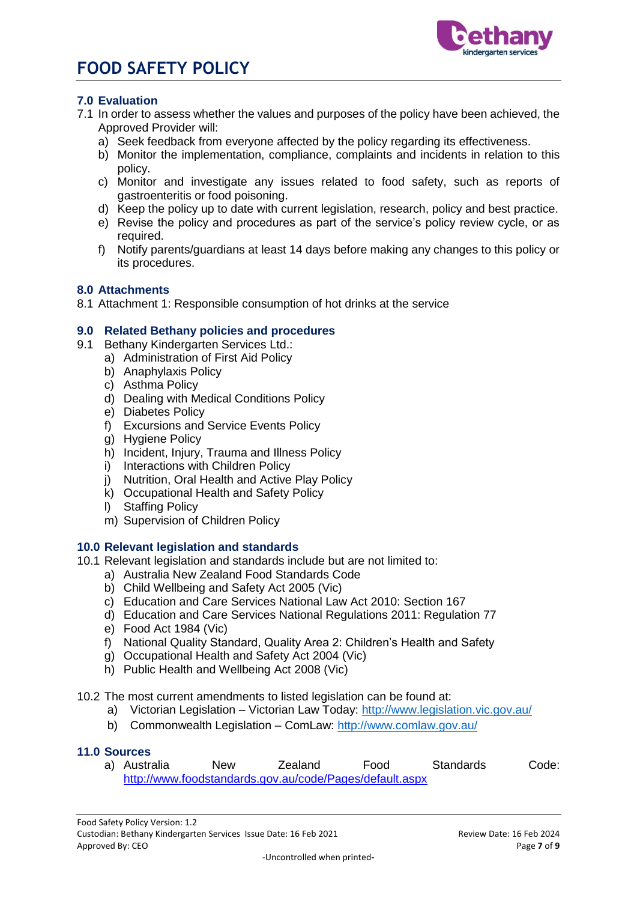### 7.0 Evaluation

7.1 In order to assess whether the values and purposes of the policy have been achieved, the Approved Provider will:

a) Seek feedback from everyone affected by the policy regarding its effectiveness.
b) Monitor the implementation, compliance, complaints and incidents in relation to this policy.
c) Monitor and investigate any issues related to food safety, such as reports of gastroenteritis or food poisoning.
d) Keep the policy up to date with current legislation, research, policy and best practice.
e) Revise the policy and procedures as part of the service's policy review cycle, or as required.
f) Notify parents/guardians at least 14 days before making any changes to this policy or its procedures.

### 8.0 Attachments

8.1 Attachment 1: Responsible consumption of hot drinks at the service

### 9.0 Related Bethany policies and procedures

9.1 Bethany Kindergarten Services Ltd.:

a) Administration of First Aid Policy
b) Anaphylaxis Policy
c) Asthma Policy
d) Dealing with Medical Conditions Policy
e) Diabetes Policy
f) Excursions and Service Events Policy
g) Hygiene Policy
h) Incident, Injury, Trauma and Illness Policy
i) Interactions with Children Policy
j) Nutrition, Oral Health and Active Play Policy
k) Occupational Health and Safety Policy
l) Staffing Policy
m) Supervision of Children Policy

### 10.0 Relevant legislation and standards

10.1 Relevant legislation and standards include but are not limited to:

a) Australia New Zealand Food Standards Code
b) Child Wellbeing and Safety Act 2005 (Vic)
c) Education and Care Services National Law Act 2010: Section 167
d) Education and Care Services National Regulations 2011: Regulation 77
e) Food Act 1984 (Vic)
f) National Quality Standard, Quality Area 2: Children's Health and Safety
g) Occupational Health and Safety Act 2004 (Vic)
h) Public Health and Wellbeing Act 2008 (Vic)

10.2 The most current amendments to listed legislation can be found at:

a) Victorian Legislation – Victorian Law Today: http://www.legislation.vic.gov.au/
b) Commonwealth Legislation – ComLaw: http://www.comlaw.gov.au/

### 11.0 Sources

a) Australia New Zealand Food Standards Code: http://www.foodstandards.gov.au/code/Pages/default.aspx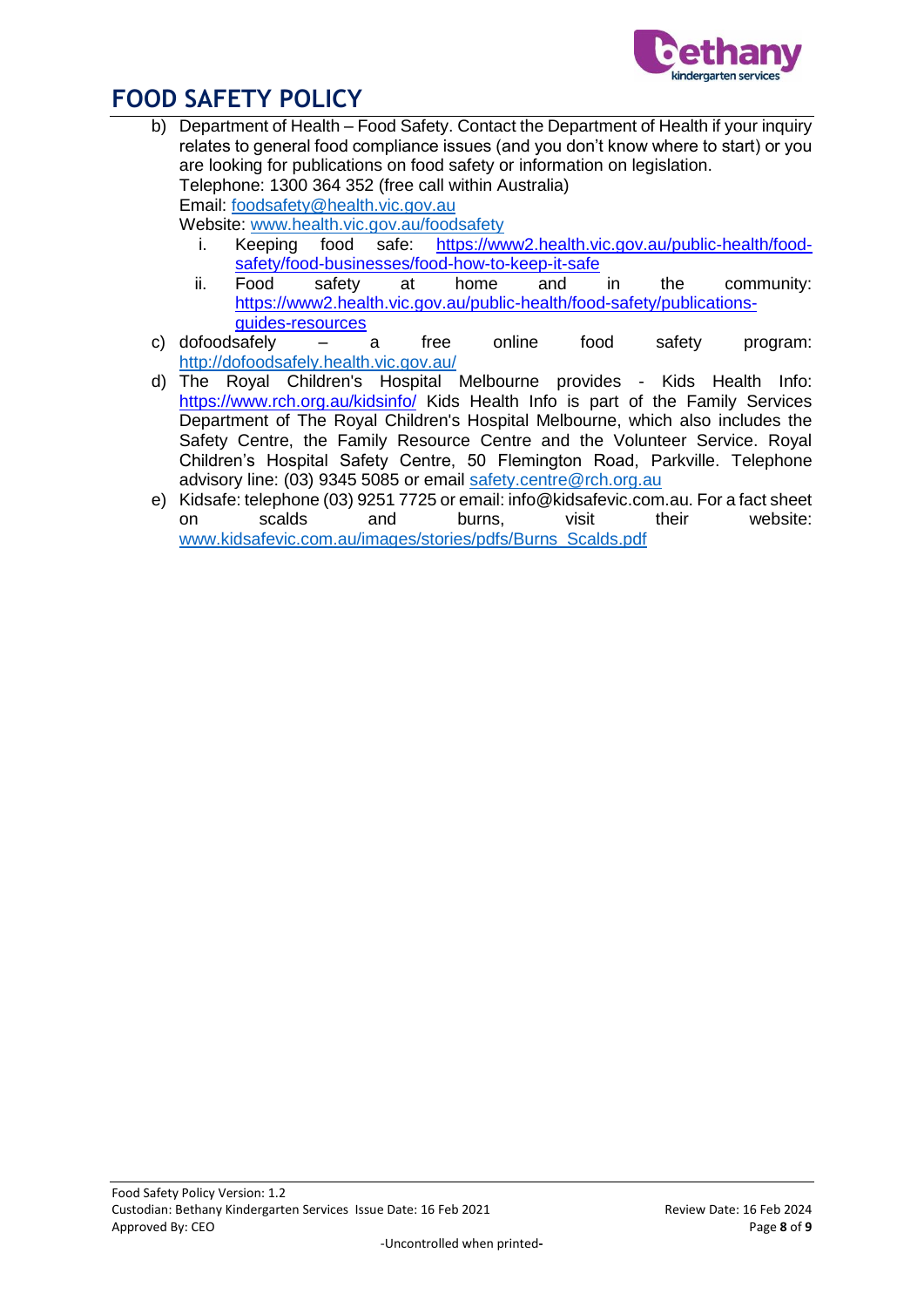b) Department of Health – Food Safety. Contact the Department of Health if your inquiry relates to general food compliance issues (and you don't know where to start) or you are looking for publications on food safety or information on legislation.
   Telephone: 1300 364 352 (free call within Australia)
   Email: foodsafety@health.vic.gov.au
   Website: www.health.vic.gov.au/foodsafety
   i. Keeping food safe: https://www2.health.vic.gov.au/public-health/food-safety/food-businesses/food-how-to-keep-it-safe
   ii. Food safety at home and in the community: https://www2.health.vic.gov.au/public-health/food-safety/publications-guides-resources
c) dofoodsafely – a free online food safety program: http://dofoodsafely.health.vic.gov.au/
d) The Royal Children's Hospital Melbourne provides - Kids Health Info: https://www.rch.org.au/kidsinfo/ Kids Health Info is part of the Family Services Department of The Royal Children's Hospital Melbourne, which also includes the Safety Centre, the Family Resource Centre and the Volunteer Service. Royal Children's Hospital Safety Centre, 50 Flemington Road, Parkville. Telephone advisory line: (03) 9345 5085 or email safety.centre@rch.org.au
e) Kidsafe: telephone (03) 9251 7725 or email: info@kidsafevic.com.au. For a fact sheet on scalds and burns, visit their website: www.kidsafevic.com.au/images/stories/pdfs/Burns_Scalds.pdf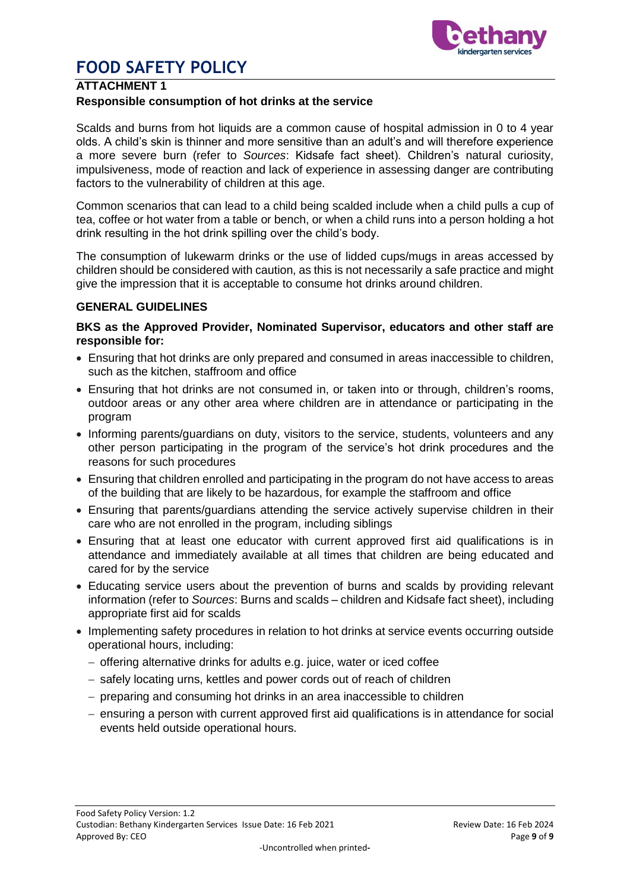## ATTACHMENT 1

### Responsible consumption of hot drinks at the service

Scalds and burns from hot liquids are a common cause of hospital admission in 0 to 4 year olds. A child's skin is thinner and more sensitive than an adult's and will therefore experience a more severe burn (refer to *Sources*: Kidsafe fact sheet). Children's natural curiosity, impulsiveness, mode of reaction and lack of experience in assessing danger are contributing factors to the vulnerability of children at this age.

Common scenarios that can lead to a child being scalded include when a child pulls a cup of tea, coffee or hot water from a table or bench, or when a child runs into a person holding a hot drink resulting in the hot drink spilling over the child's body.

The consumption of lukewarm drinks or the use of lidded cups/mugs in areas accessed by children should be considered with caution, as this is not necessarily a safe practice and might give the impression that it is acceptable to consume hot drinks around children.

### GENERAL GUIDELINES

**BKS as the Approved Provider, Nominated Supervisor, educators and other staff are responsible for:**

- Ensuring that hot drinks are only prepared and consumed in areas inaccessible to children, such as the kitchen, staffroom and office
- Ensuring that hot drinks are not consumed in, or taken into or through, children's rooms, outdoor areas or any other area where children are in attendance or participating in the program
- Informing parents/guardians on duty, visitors to the service, students, volunteers and any other person participating in the program of the service's hot drink procedures and the reasons for such procedures
- Ensuring that children enrolled and participating in the program do not have access to areas of the building that are likely to be hazardous, for example the staffroom and office
- Ensuring that parents/guardians attending the service actively supervise children in their care who are not enrolled in the program, including siblings
- Ensuring that at least one educator with current approved first aid qualifications is in attendance and immediately available at all times that children are being educated and cared for by the service
- Educating service users about the prevention of burns and scalds by providing relevant information (refer to *Sources*: Burns and scalds – children and Kidsafe fact sheet), including appropriate first aid for scalds
- Implementing safety procedures in relation to hot drinks at service events occurring outside operational hours, including:
  - offering alternative drinks for adults e.g. juice, water or iced coffee
  - safely locating urns, kettles and power cords out of reach of children
  - preparing and consuming hot drinks in an area inaccessible to children
  - ensuring a person with current approved first aid qualifications is in attendance for social events held outside operational hours.